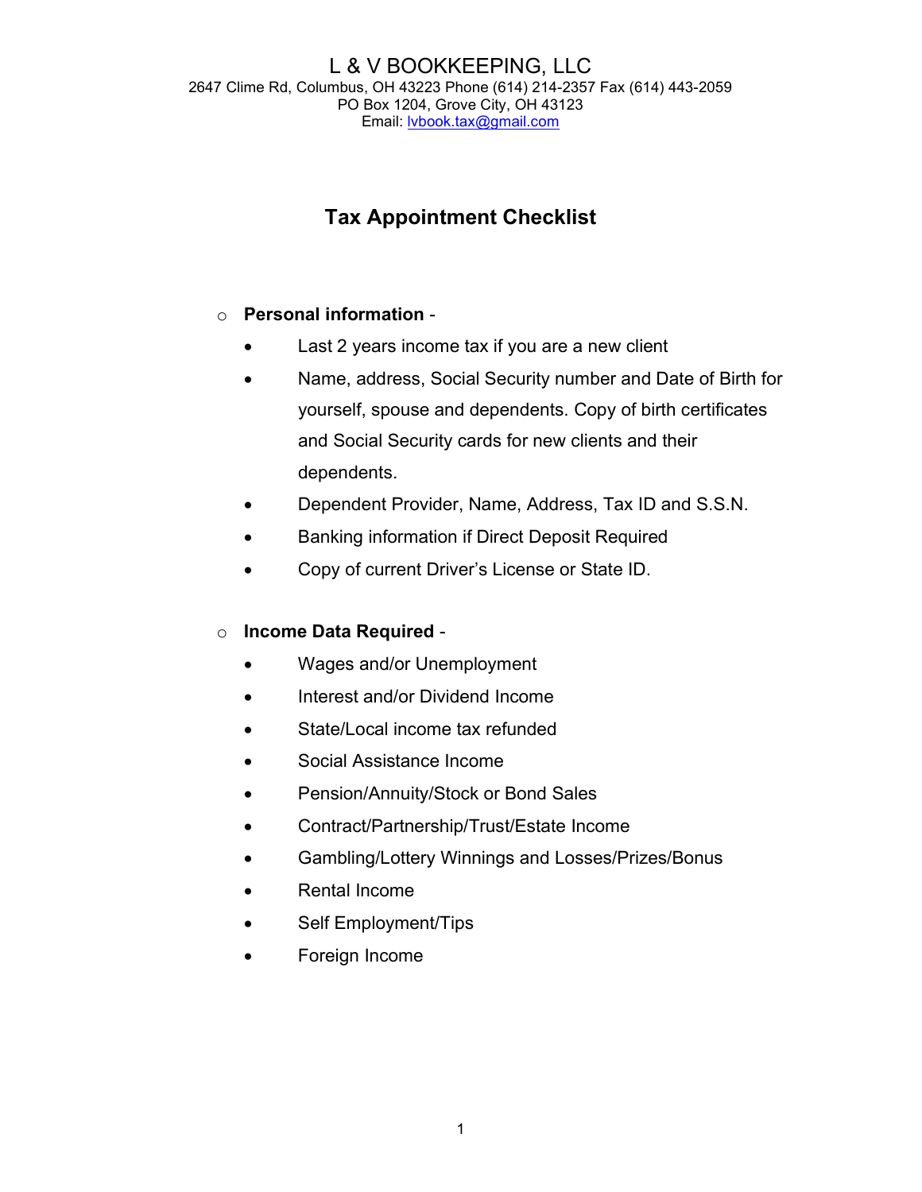# L & V BOOKKEEPING, LLC

2647 Clime Rd, Columbus, OH 43223 Phone (614) 214-2357 Fax (614) 443-2059
PO Box 1204, Grove City, OH 43123
Email: lvbook.tax@gmail.com

## Tax Appointment Checklist

- **Personal information** -
  - Last 2 years income tax if you are a new client
  - Name, address, Social Security number and Date of Birth for yourself, spouse and dependents. Copy of birth certificates and Social Security cards for new clients and their dependents.
  - Dependent Provider, Name, Address, Tax ID and S.S.N.
  - Banking information if Direct Deposit Required
  - Copy of current Driver's License or State ID.

- **Income Data Required** -
  - Wages and/or Unemployment
  - Interest and/or Dividend Income
  - State/Local income tax refunded
  - Social Assistance Income
  - Pension/Annuity/Stock or Bond Sales
  - Contract/Partnership/Trust/Estate Income
  - Gambling/Lottery Winnings and Losses/Prizes/Bonus
  - Rental Income
  - Self Employment/Tips
  - Foreign Income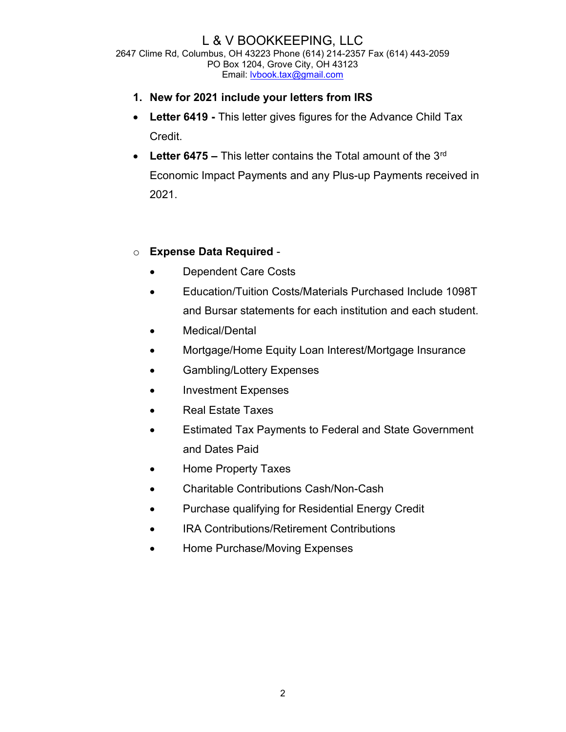# L & V BOOKKEEPING, LLC

2647 Clime Rd, Columbus, OH 43223 Phone (614) 214-2357 Fax (614) 443-2059
PO Box 1204, Grove City, OH 43123
Email: lvbook.tax@gmail.com

1. **New for 2021 include your letters from IRS**

- **Letter 6419 -** This letter gives figures for the Advance Child Tax Credit.
- **Letter 6475 –** This letter contains the Total amount of the 3rd Economic Impact Payments and any Plus-up Payments received in 2021.

- **Expense Data Required** -
  - Dependent Care Costs
  - Education/Tuition Costs/Materials Purchased Include 1098T and Bursar statements for each institution and each student.
  - Medical/Dental
  - Mortgage/Home Equity Loan Interest/Mortgage Insurance
  - Gambling/Lottery Expenses
  - Investment Expenses
  - Real Estate Taxes
  - Estimated Tax Payments to Federal and State Government and Dates Paid
  - Home Property Taxes
  - Charitable Contributions Cash/Non-Cash
  - Purchase qualifying for Residential Energy Credit
  - IRA Contributions/Retirement Contributions
  - Home Purchase/Moving Expenses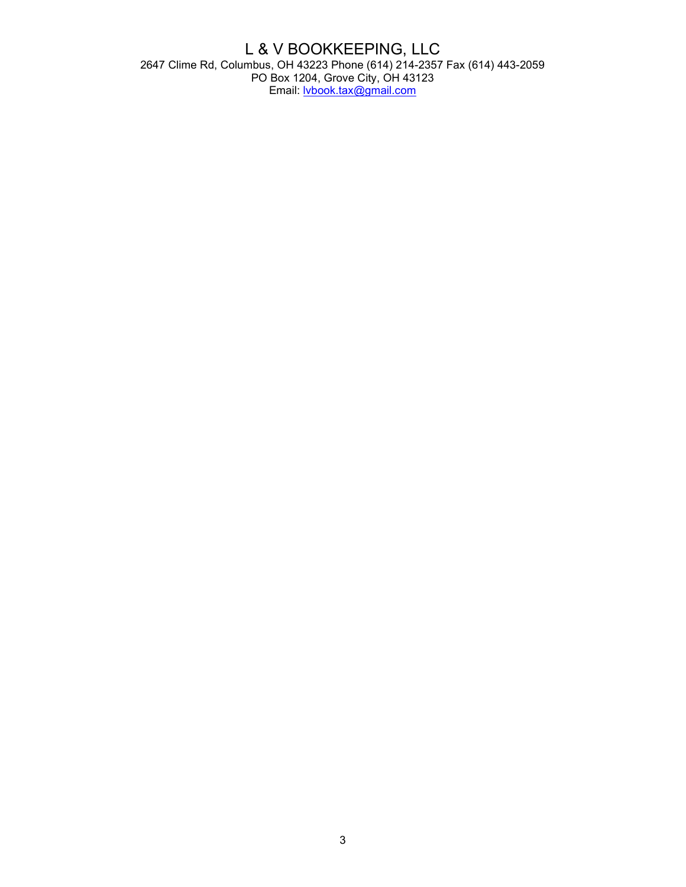# L & V BOOKKEEPING, LLC

2647 Clime Rd, Columbus, OH 43223 Phone (614) 214-2357 Fax (614) 443-2059
PO Box 1204, Grove City, OH 43123
Email: lvbook.tax@gmail.com